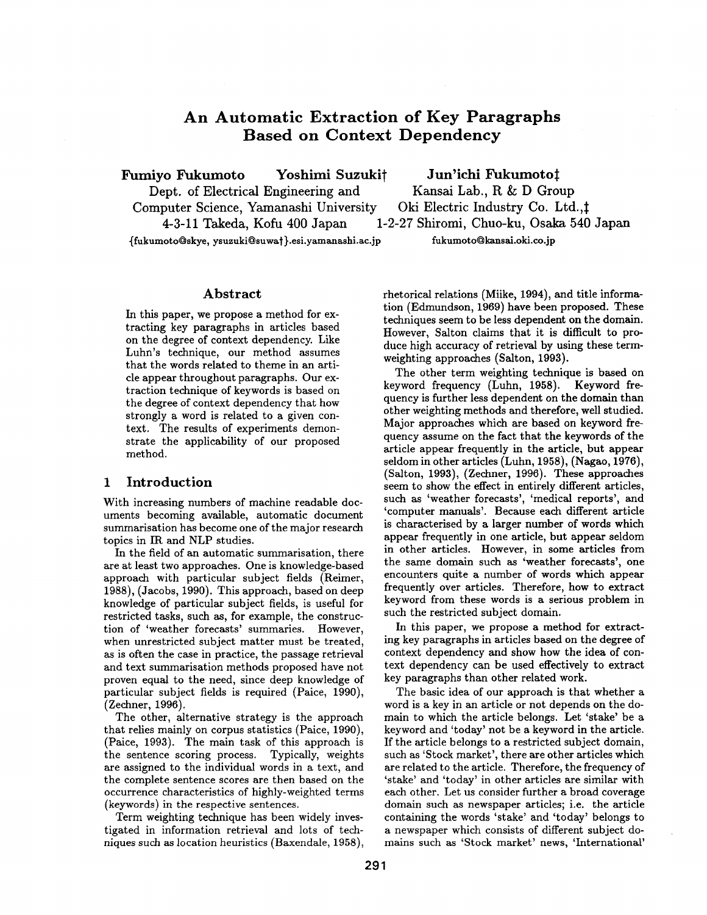# An Automatic Extraction of Key Paragraphs Based on Context Dependency

**Fumiyo Fukumoto** **Yoshimi Suzuki†**
Dept. of Electrical Engineering and Computer Science, Yamanashi University
4-3-11 Takeda, Kofu 400 Japan
{fukumoto@skye, ysuzuki@suwa†}.esi.yamanashi.ac.jp

**Jun'ichi Fukumoto‡**
Kansai Lab., R & D Group
Oki Electric Industry Co. Ltd.,‡
1-2-27 Shiromi, Chuo-ku, Osaka 540 Japan
fukumoto@kansai.oki.co.jp

## Abstract

In this paper, we propose a method for extracting key paragraphs in articles based on the degree of context dependency. Like Luhn's technique, our method assumes that the words related to theme in an article appear throughout paragraphs. Our extraction technique of keywords is based on the degree of context dependency that how strongly a word is related to a given context. The results of experiments demonstrate the applicability of our proposed method.

## 1 Introduction

With increasing numbers of machine readable documents becoming available, automatic document summarisation has become one of the major research topics in IR and NLP studies.

In the field of an automatic summarisation, there are at least two approaches. One is knowledge-based approach with particular subject fields (Reimer, 1988), (Jacobs, 1990). This approach, based on deep knowledge of particular subject fields, is useful for restricted tasks, such as, for example, the construction of 'weather forecasts' summaries. However, when unrestricted subject matter must be treated, as is often the case in practice, the passage retrieval and text summarisation methods proposed have not proven equal to the need, since deep knowledge of particular subject fields is required (Paice, 1990), (Zechner, 1996).

The other, alternative strategy is the approach that relies mainly on corpus statistics (Paice, 1990), (Paice, 1993). The main task of this approach is the sentence scoring process. Typically, weights are assigned to the individual words in a text, and the complete sentence scores are then based on the occurrence characteristics of highly-weighted terms (keywords) in the respective sentences.

Term weighting technique has been widely investigated in information retrieval and lots of techniques such as location heuristics (Baxendale, 1958), rhetorical relations (Miike, 1994), and title information (Edmundson, 1969) have been proposed. These techniques seem to be less dependent on the domain. However, Salton claims that it is difficult to produce high accuracy of retrieval by using these term-weighting approaches (Salton, 1993).

The other term weighting technique is based on keyword frequency (Luhn, 1958). Keyword frequency is further less dependent on the domain than other weighting methods and therefore, well studied. Major approaches which are based on keyword frequency assume on the fact that the keywords of the article appear frequently in the article, but appear seldom in other articles (Luhn, 1958), (Nagao, 1976), (Salton, 1993), (Zechner, 1996). These approaches seem to show the effect in entirely different articles, such as 'weather forecasts', 'medical reports', and 'computer manuals'. Because each different article is characterised by a larger number of words which appear frequently in one article, but appear seldom in other articles. However, in some articles from the same domain such as 'weather forecasts', one encounters quite a number of words which appear frequently over articles. Therefore, how to extract keyword from these words is a serious problem in such the restricted subject domain.

In this paper, we propose a method for extracting key paragraphs in articles based on the degree of context dependency and show how the idea of context dependency can be used effectively to extract key paragraphs than other related work.

The basic idea of our approach is that whether a word is a key in an article or not depends on the domain to which the article belongs. Let 'stake' be a keyword and 'today' not be a keyword in the article. If the article belongs to a restricted subject domain, such as 'Stock market', there are other articles which are related to the article. Therefore, the frequency of 'stake' and 'today' in other articles are similar with each other. Let us consider further a broad coverage domain such as newspaper articles; i.e. the article containing the words 'stake' and 'today' belongs to a newspaper which consists of different subject domains such as 'Stock market' news, 'International'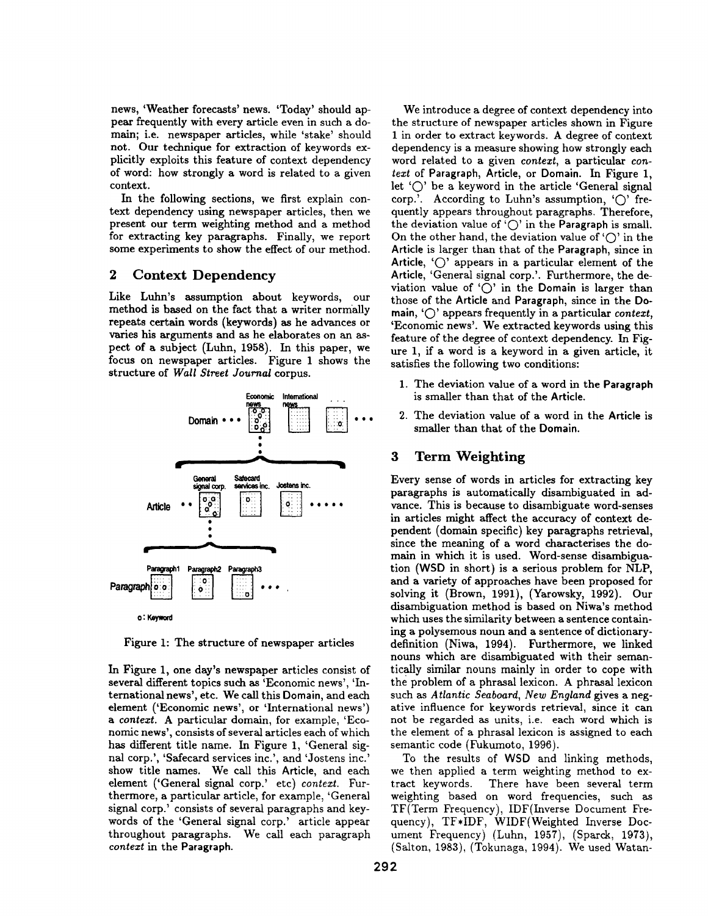news, 'Weather forecasts' news. 'Today' should appear frequently with every article even in such a domain; i.e. newspaper articles, while 'stake' should not. Our technique for extraction of keywords explicitly exploits this feature of context dependency of word: how strongly a word is related to a given context.

In the following sections, we first explain context dependency using newspaper articles, then we present our term weighting method and a method for extracting key paragraphs. Finally, we report some experiments to show the effect of our method.

## 2 Context Dependency

Like Luhn's assumption about keywords, our method is based on the fact that a writer normally repeats certain words (keywords) as he advances or varies his arguments and as he elaborates on an aspect of a subject (Luhn, 1958). In this paper, we focus on newspaper articles. Figure 1 shows the structure of *Wall Street Journal* corpus.

Figure 1: The structure of newspaper articles

In Figure 1, one day's newspaper articles consist of several different topics such as 'Economic news', 'International news', etc. We call this Domain, and each element ('Economic news', or 'International news') a *context*. A particular domain, for example, 'Economic news', consists of several articles each of which has different title name. In Figure 1, 'General signal corp.', 'Safecard services inc.', and 'Jostens inc.' show title names. We call this Article, and each element ('General signal corp.' etc) *context*. Furthermore, a particular article, for example, 'General signal corp.' consists of several paragraphs and keywords of the 'General signal corp.' article appear throughout paragraphs. We call each paragraph *context* in the Paragraph.

We introduce a degree of context dependency into the structure of newspaper articles shown in Figure 1 in order to extract keywords. A degree of context dependency is a measure showing how strongly each word related to a given *context*, a particular *context* of Paragraph, Article, or Domain. In Figure 1, let '○' be a keyword in the article 'General signal corp.'. According to Luhn's assumption, '○' frequently appears throughout paragraphs. Therefore, the deviation value of '○' in the Paragraph is small. On the other hand, the deviation value of '○' in the Article is larger than that of the Paragraph, since in Article, '○' appears in a particular element of the Article, 'General signal corp.'. Furthermore, the deviation value of '○' in the Domain is larger than those of the Article and Paragraph, since in the Domain, '○' appears frequently in a particular *context*, 'Economic news'. We extracted keywords using this feature of the degree of context dependency. In Figure 1, if a word is a keyword in a given article, it satisfies the following two conditions:

1. The deviation value of a word in the Paragraph is smaller than that of the Article.
2. The deviation value of a word in the Article is smaller than that of the Domain.

## 3 Term Weighting

Every sense of words in articles for extracting key paragraphs is automatically disambiguated in advance. This is because to disambiguate word-senses in articles might affect the accuracy of context dependent (domain specific) key paragraphs retrieval, since the meaning of a word characterises the domain in which it is used. Word-sense disambiguation (WSD in short) is a serious problem for NLP, and a variety of approaches have been proposed for solving it (Brown, 1991), (Yarowsky, 1992). Our disambiguation method is based on Niwa's method which uses the similarity between a sentence containing a polysemous noun and a sentence of dictionary-definition (Niwa, 1994). Furthermore, we linked nouns which are disambiguated with their semantically similar nouns mainly in order to cope with the problem of a phrasal lexicon. A phrasal lexicon such as *Atlantic Seaboard, New England* gives a negative influence for keywords retrieval, since it can not be regarded as units, i.e. each word which is the element of a phrasal lexicon is assigned to each semantic code (Fukumoto, 1996).

To the results of WSD and linking methods, we then applied a term weighting method to extract keywords. There have been several term weighting based on word frequencies, such as TF(Term Frequency), IDF(Inverse Document Frequency), TF*IDF, WIDF(Weighted Inverse Document Frequency) (Luhn, 1957), (Sparck, 1973), (Salton, 1983), (Tokunaga, 1994). We used Watan-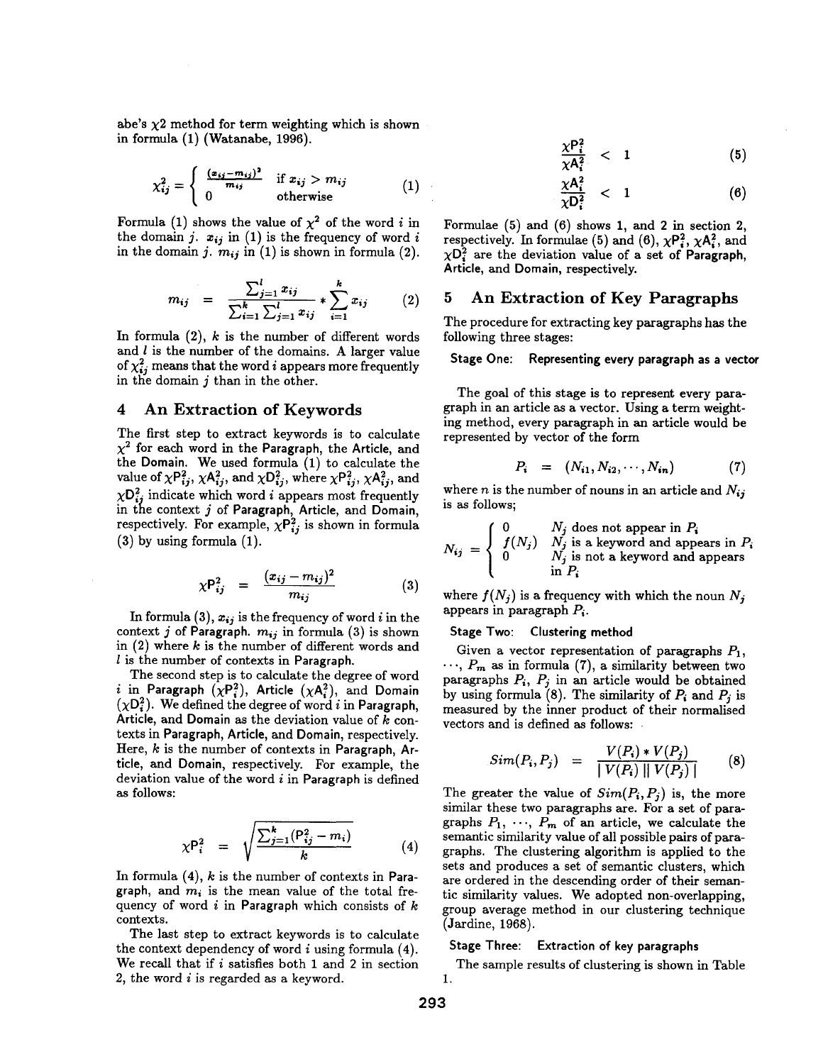abe's $\chi 2$ method for term weighting which is shown in formula (1) (Watanabe, 1996).

$$\chi^2_{ij} = \begin{cases} \frac{(x_{ij}-m_{ij})^2}{m_{ij}} & \text{if } x_{ij} > m_{ij} \\ 0 & \text{otherwise} \end{cases} \tag{1}$$

Formula (1) shows the value of $\chi^2$ of the word $i$ in the domain $j$. $x_{ij}$ in (1) is the frequency of word $i$ in the domain $j$. $m_{ij}$ in (1) is shown in formula (2).

$$m_{ij} = \frac{\sum_{j=1}^{l} x_{ij}}{\sum_{i=1}^{k}\sum_{j=1}^{l} x_{ij}} * \sum_{i=1}^{k} x_{ij} \tag{2}$$

In formula (2), $k$ is the number of different words and $l$ is the number of the domains. A larger value of $\chi^2_{ij}$ means that the word $i$ appears more frequently in the domain $j$ than in the other.

## 4 An Extraction of Keywords

The first step to extract keywords is to calculate $\chi^2$ for each word in the Paragraph, the Article, and the Domain. We used formula (1) to calculate the value of $\chi P^2_{ij}$, $\chi A^2_{ij}$, and $\chi D^2_{ij}$, where $\chi P^2_{ij}$, $\chi A^2_{ij}$, and $\chi D^2_{ij}$ indicate which word $i$ appears most frequently in the context $j$ of Paragraph, Article, and Domain, respectively. For example, $\chi P^2_{ij}$ is shown in formula (3) by using formula (1).

$$\chi P^2_{ij} = \frac{(x_{ij} - m_{ij})^2}{m_{ij}} \tag{3}$$

In formula (3), $x_{ij}$ is the frequency of word $i$ in the context $j$ of Paragraph. $m_{ij}$ in formula (3) is shown in (2) where $k$ is the number of different words and $l$ is the number of contexts in Paragraph.

The second step is to calculate the degree of word $i$ in Paragraph ($\chi P^2_i$), Article ($\chi A^2_i$), and Domain ($\chi D^2_i$). We defined the degree of word $i$ in Paragraph, Article, and Domain as the deviation value of $k$ contexts in Paragraph, Article, and Domain, respectively. Here, $k$ is the number of contexts in Paragraph, Article, and Domain, respectively. For example, the deviation value of the word $i$ in Paragraph is defined as follows:

$$\chi P^2_i = \sqrt{\frac{\sum_{j=1}^{k}(P^2_{ij} - m_i)}{k}} \tag{4}$$

In formula (4), $k$ is the number of contexts in Paragraph, and $m_i$ is the mean value of the total frequency of word $i$ in Paragraph which consists of $k$ contexts.

The last step to extract keywords is to calculate the context dependency of word $i$ using formula (4). We recall that if $i$ satisfies both 1 and 2 in section 2, the word $i$ is regarded as a keyword.

$$\frac{\chi P^2_i}{\chi A^2_i} < 1 \tag{5}$$

$$\frac{\chi A^2_i}{\chi D^2_i} < 1 \tag{6}$$

Formulae (5) and (6) shows 1, and 2 in section 2, respectively. In formulae (5) and (6), $\chi P^2_i$, $\chi A^2_i$, and $\chi D^2_i$ are the deviation value of a set of Paragraph, Article, and Domain, respectively.

## 5 An Extraction of Key Paragraphs

The procedure for extracting key paragraphs has the following three stages:

**Stage One: Representing every paragraph as a vector**

The goal of this stage is to represent every paragraph in an article as a vector. Using a term weighting method, every paragraph in an article would be represented by vector of the form

$$P_i = (N_{i1}, N_{i2}, \cdots, N_{in}) \tag{7}$$

where $n$ is the number of nouns in an article and $N_{ij}$ is as follows;

$$N_{ij} = \begin{cases} 0 & N_j \text{ does not appear in } P_i \\ f(N_j) & N_j \text{ is a keyword and appears in } P_i \\ 0 & N_j \text{ is not a keyword and appears in } P_i \end{cases}$$

where $f(N_j)$ is a frequency with which the noun $N_j$ appears in paragraph $P_i$.

**Stage Two: Clustering method**

Given a vector representation of paragraphs $P_1$, $\cdots$, $P_m$ as in formula (7), a similarity between two paragraphs $P_i$, $P_j$ in an article would be obtained by using formula (8). The similarity of $P_i$ and $P_j$ is measured by the inner product of their normalised vectors and is defined as follows:

$$Sim(P_i, P_j) = \frac{V(P_i) * V(P_j)}{\mid V(P_i) \mid\mid V(P_j) \mid} \tag{8}$$

The greater the value of $Sim(P_i, P_j)$ is, the more similar these two paragraphs are. For a set of paragraphs $P_1$, $\cdots$, $P_m$ of an article, we calculate the semantic similarity value of all possible pairs of paragraphs. The clustering algorithm is applied to the sets and produces a set of semantic clusters, which are ordered in the descending order of their semantic similarity values. We adopted non-overlapping, group average method in our clustering technique (Jardine, 1968).

**Stage Three: Extraction of key paragraphs**

The sample results of clustering is shown in Table 1.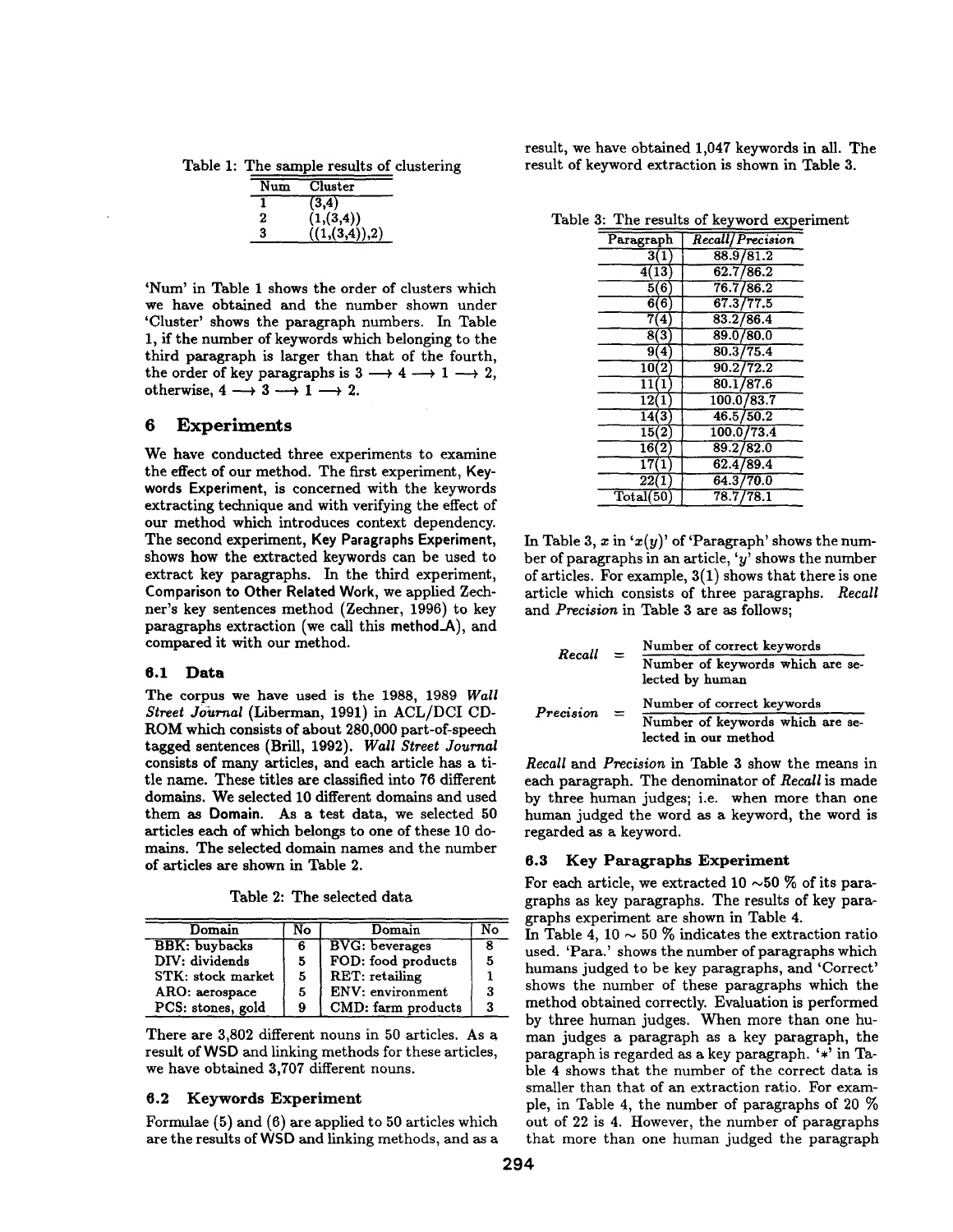Table 1: The sample results of clustering

| Num | Cluster |
|---|---|
| 1 | (3,4) |
| 2 | (1,(3,4)) |
| 3 | ((1,(3,4)),2) |

'Num' in Table 1 shows the order of clusters which we have obtained and the number shown under 'Cluster' shows the paragraph numbers. In Table 1, if the number of keywords which belonging to the third paragraph is larger than that of the fourth, the order of key paragraphs is 3 $\longrightarrow$ 4 $\longrightarrow$ 1 $\longrightarrow$ 2, otherwise, 4 $\longrightarrow$ 3 $\longrightarrow$ 1 $\longrightarrow$ 2.

## 6 Experiments

We have conducted three experiments to examine the effect of our method. The first experiment, **Keywords Experiment**, is concerned with the keywords extracting technique and with verifying the effect of our method which introduces context dependency. The second experiment, **Key Paragraphs Experiment**, shows how the extracted keywords can be used to extract key paragraphs. In the third experiment, **Comparison to Other Related Work**, we applied Zechner's key sentences method (Zechner, 1996) to key paragraphs extraction (we call this method_A), and compared it with our method.

### 6.1 Data

The corpus we have used is the 1988, 1989 *Wall Street Journal* (Liberman, 1991) in ACL/DCI CD-ROM which consists of about 280,000 part-of-speech tagged sentences (Brill, 1992). *Wall Street Journal* consists of many articles, and each article has a title name. These titles are classified into 76 different domains. We selected 10 different domains and used them as **Domain**. As a test data, we selected 50 articles each of which belongs to one of these 10 domains. The selected domain names and the number of articles are shown in Table 2.

Table 2: The selected data

| Domain | No | Domain | No |
|---|---|---|---|
| BBK: buybacks | 6 | BVG: beverages | 8 |
| DIV: dividends | 5 | FOD: food products | 5 |
| STK: stock market | 5 | RET: retailing | 1 |
| ARO: aerospace | 5 | ENV: environment | 3 |
| PCS: stones, gold | 9 | CMD: farm products | 3 |

There are 3,802 different nouns in 50 articles. As a result of WSD and linking methods for these articles, we have obtained 3,707 different nouns.

### 6.2 Keywords Experiment

Formulae (5) and (6) are applied to 50 articles which are the results of WSD and linking methods, and as a result, we have obtained 1,047 keywords in all. The result of keyword extraction is shown in Table 3.

Table 3: The results of keyword experiment

| Paragraph | *Recall/Precision* |
|---|---|
| 3(1) | 88.9/81.2 |
| 4(13) | 62.7/86.2 |
| 5(6) | 76.7/86.2 |
| 6(6) | 67.3/77.5 |
| 7(4) | 83.2/86.4 |
| 8(3) | 89.0/80.0 |
| 9(4) | 80.3/75.4 |
| 10(2) | 90.2/72.2 |
| 11(1) | 80.1/87.6 |
| 12(1) | 100.0/83.7 |
| 14(3) | 46.5/50.2 |
| 15(2) | 100.0/73.4 |
| 16(2) | 89.2/82.0 |
| 17(1) | 62.4/89.4 |
| 22(1) | 64.3/70.0 |
| Total(50) | 78.7/78.1 |

In Table 3, $x$ in '$x(y)$' of 'Paragraph' shows the number of paragraphs in an article, '$y$' shows the number of articles. For example, 3(1) shows that there is one article which consists of three paragraphs. *Recall* and *Precision* in Table 3 are as follows;

$$Recall = \frac{\text{Number of correct keywords}}{\text{Number of keywords which are selected by human}}$$

$$Precision = \frac{\text{Number of correct keywords}}{\text{Number of keywords which are selected in our method}}$$

*Recall* and *Precision* in Table 3 show the means in each paragraph. The denominator of *Recall* is made by three human judges; i.e. when more than one human judged the word as a keyword, the word is regarded as a keyword.

### 6.3 Key Paragraphs Experiment

For each article, we extracted 10 ~50 % of its paragraphs as key paragraphs. The results of key paragraphs experiment are shown in Table 4.

In Table 4, 10 ~ 50 % indicates the extraction ratio used. 'Para.' shows the number of paragraphs which humans judged to be key paragraphs, and 'Correct' shows the number of these paragraphs which the method obtained correctly. Evaluation is performed by three human judges. When more than one human judges a paragraph as a key paragraph, the paragraph is regarded as a key paragraph. '*' in Table 4 shows that the number of the correct data is smaller than that of an extraction ratio. For example, in Table 4, the number of paragraphs of 20 % out of 22 is 4. However, the number of paragraphs that more than one human judged the paragraph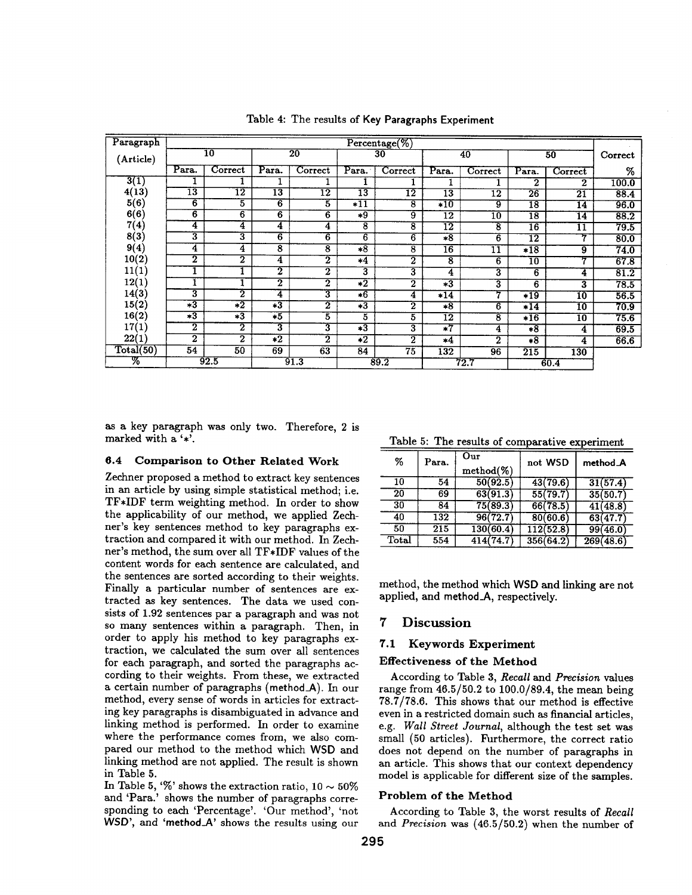Table 4: The results of Key Paragraphs Experiment

| Paragraph (Article) | Percentage(%) | | | | | | | | | | Correct |
|---|---|---|---|---|---|---|---|---|---|---|---|
| | 10 | | 20 | | 30 | | 40 | | 50 | | % |
| | Para. | Correct | Para. | Correct | Para. | Correct | Para. | Correct | Para. | Correct | |
| 3(1) | 1 | 1 | 1 | 1 | 1 | 1 | 1 | 1 | 2 | 2 | 100.0 |
| 4(13) | 13 | 12 | 13 | 12 | 13 | 12 | 13 | 12 | 26 | 21 | 88.4 |
| 5(6) | 6 | 5 | 6 | 5 | *11 | 8 | *10 | 9 | 18 | 14 | 96.0 |
| 6(6) | 6 | 6 | 6 | 6 | *9 | 9 | 12 | 10 | 18 | 14 | 88.2 |
| 7(4) | 4 | 4 | 4 | 4 | 8 | 8 | 12 | 8 | 16 | 11 | 79.5 |
| 8(3) | 3 | 3 | 6 | 6 | 6 | 6 | *8 | 6 | 12 | 7 | 80.0 |
| 9(4) | 4 | 4 | 8 | 8 | *8 | 8 | 16 | 11 | *18 | 9 | 74.0 |
| 10(2) | 2 | 2 | 4 | 2 | *4 | 2 | 8 | 6 | 10 | 7 | 67.8 |
| 11(1) | 1 | 1 | 2 | 2 | 3 | 3 | 4 | 3 | 6 | 4 | 81.2 |
| 12(1) | 1 | 1 | 2 | 2 | *2 | 2 | *3 | 3 | 6 | 3 | 78.5 |
| 14(3) | 3 | 2 | 4 | 3 | *6 | 4 | *14 | 7 | *19 | 10 | 56.5 |
| 15(2) | *3 | *2 | *3 | 2 | *3 | 2 | *8 | 6 | *14 | 10 | 70.9 |
| 16(2) | *3 | *3 | *5 | 5 | 5 | 5 | 12 | 8 | *16 | 10 | 75.6 |
| 17(1) | 2 | 2 | 3 | 3 | *3 | 3 | *7 | 4 | *8 | 4 | 69.5 |
| 22(1) | 2 | 2 | *2 | 2 | *2 | 2 | *4 | 2 | *8 | 4 | 66.6 |
| Total(50) | 54 | 50 | 69 | 63 | 84 | 75 | 132 | 96 | 215 | 130 | |
| % | 92.5 | | 91.3 | | 89.2 | | 72.7 | | 60.4 | | |

as a key paragraph was only two. Therefore, 2 is marked with a '*'.

### 6.4 Comparison to Other Related Work

Zechner proposed a method to extract key sentences in an article by using simple statistical method; i.e. TF*IDF term weighting method. In order to show the applicability of our method, we applied Zechner's key sentences method to key paragraphs extraction and compared it with our method. In Zechner's method, the sum over all TF*IDF values of the content words for each sentence are calculated, and the sentences are sorted according to their weights. Finally a particular number of sentences are extracted as key sentences. The data we used consists of 1.92 sentences par a paragraph and was not so many sentences within a paragraph. Then, in order to apply his method to key paragraphs extraction, we calculated the sum over all sentences for each paragraph, and sorted the paragraphs according to their weights. From these, we extracted a certain number of paragraphs (method_A). In our method, every sense of words in articles for extracting key paragraphs is disambiguated in advance and linking method is performed. In order to examine where the performance comes from, we also compared our method to the method which WSD and linking method are not applied. The result is shown in Table 5.

In Table 5, '%' shows the extraction ratio, 10 ~ 50% and 'Para.' shows the number of paragraphs corresponding to each 'Percentage'. 'Our method', 'not WSD', and 'method_A' shows the results using our method, the method which WSD and linking are not applied, and method_A, respectively.

Table 5: The results of comparative experiment

| % | Para. | Our method(%) | not WSD | method_A |
|---|---|---|---|---|
| 10 | 54 | 50(92.5) | 43(79.6) | 31(57.4) |
| 20 | 69 | 63(91.3) | 55(79.7) | 35(50.7) |
| 30 | 84 | 75(89.3) | 66(78.5) | 41(48.8) |
| 40 | 132 | 96(72.7) | 80(60.6) | 63(47.7) |
| 50 | 215 | 130(60.4) | 112(52.8) | 99(46.0) |
| Total | 554 | 414(74.7) | 356(64.2) | 269(48.6) |

## 7 Discussion

### 7.1 Keywords Experiment

#### Effectiveness of the Method

According to Table 3, *Recall* and *Precision* values range from 46.5/50.2 to 100.0/89.4, the mean being 78.7/78.6. This shows that our method is effective even in a restricted domain such as financial articles, e.g. *Wall Street Journal*, although the test set was small (50 articles). Furthermore, the correct ratio does not depend on the number of paragraphs in an article. This shows that our context dependency model is applicable for different size of the samples.

#### Problem of the Method

According to Table 3, the worst results of *Recall* and *Precision* was (46.5/50.2) when the number of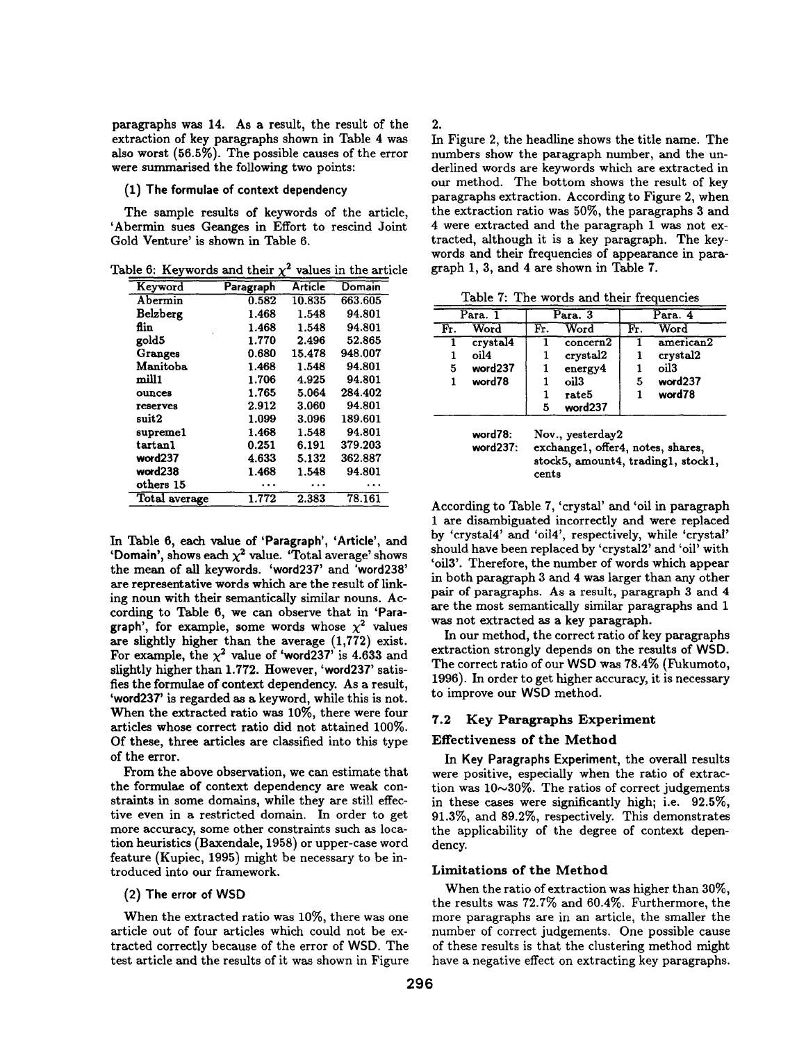paragraphs was 14. As a result, the result of the extraction of key paragraphs shown in Table 4 was also worst (56.5%). The possible causes of the error were summarised the following two points:

**(1) The formulae of context dependency**

The sample results of keywords of the article, 'Abermin sues Geanges in Effort to rescind Joint Gold Venture' is shown in Table 6.

Table 6: Keywords and their $\chi^2$ values in the article

| Keyword | Paragraph | Article | Domain |
|---|---|---|---|
| Abermin | 0.582 | 10.835 | 663.605 |
| Belzberg | 1.468 | 1.548 | 94.801 |
| flin | 1.468 | 1.548 | 94.801 |
| gold5 | 1.770 | 2.496 | 52.865 |
| Granges | 0.680 | 15.478 | 948.007 |
| Manitoba | 1.468 | 1.548 | 94.801 |
| mill1 | 1.706 | 4.925 | 94.801 |
| ounces | 1.765 | 5.064 | 284.402 |
| reserves | 2.912 | 3.060 | 94.801 |
| suit2 | 1.099 | 3.096 | 189.601 |
| supreme1 | 1.468 | 1.548 | 94.801 |
| tartan1 | 0.251 | 6.191 | 379.203 |
| word237 | 4.633 | 5.132 | 362.887 |
| word238 | 1.468 | 1.548 | 94.801 |
| others 15 | ... | ... | ... |
| Total average | 1.772 | 2.383 | 78.161 |

In Table 6, each value of 'Paragraph', 'Article', and 'Domain', shows each $\chi^2$ value. 'Total average' shows the mean of all keywords. 'word237' and 'word238' are representative words which are the result of linking noun with their semantically similar nouns. According to Table 6, we can observe that in 'Paragraph', for example, some words whose $\chi^2$ values are slightly higher than the average (1,772) exist. For example, the $\chi^2$ value of 'word237' is 4.633 and slightly higher than 1.772. However, 'word237' satisfies the formulae of context dependency. As a result, 'word237' is regarded as a keyword, while this is not. When the extracted ratio was 10%, there were four articles whose correct ratio did not attained 100%. Of these, three articles are classified into this type of the error.

From the above observation, we can estimate that the formulae of context dependency are weak constraints in some domains, while they are still effective even in a restricted domain. In order to get more accuracy, some other constraints such as location heuristics (Baxendale, 1958) or upper-case word feature (Kupiec, 1995) might be necessary to be introduced into our framework.

**(2) The error of WSD**

When the extracted ratio was 10%, there was one article out of four articles which could not be extracted correctly because of the error of WSD. The test article and the results of it was shown in Figure 2.

In Figure 2, the headline shows the title name. The numbers show the paragraph number, and the underlined words are keywords which are extracted in our method. The bottom shows the result of key paragraphs extraction. According to Figure 2, when the extraction ratio was 50%, the paragraphs 3 and 4 were extracted and the paragraph 1 was not extracted, although it is a key paragraph. The keywords and their frequencies of appearance in paragraph 1, 3, and 4 are shown in Table 7.

Table 7: The words and their frequencies

| Para. 1 | | Para. 3 | | Para. 4 | |
|---|---|---|---|---|---|
| Fr. | Word | Fr. | Word | Fr. | Word |
| 1 | crystal4 | 1 | concern2 | 1 | american2 |
| 1 | oil4 | 1 | crystal2 | 1 | crystal2 |
| 5 | word237 | 1 | energy4 | 1 | oil3 |
| 1 | word78 | 1 | oil3 | 5 | word237 |
| | | 1 | rate5 | 1 | word78 |
| | | 5 | word237 | | |

word78: Nov., yesterday2
word237: exchange1, offer4, notes, shares, stock5, amount4, trading1, stock1, cents

According to Table 7, 'crystal' and 'oil in paragraph 1 are disambiguated incorrectly and were replaced by 'crystal4' and 'oil4', respectively, while 'crystal' should have been replaced by 'crystal2' and 'oil' with 'oil3'. Therefore, the number of words which appear in both paragraph 3 and 4 was larger than any other pair of paragraphs. As a result, paragraph 3 and 4 are the most semantically similar paragraphs and 1 was not extracted as a key paragraph.

In our method, the correct ratio of key paragraphs extraction strongly depends on the results of WSD. The correct ratio of our WSD was 78.4% (Fukumoto, 1996). In order to get higher accuracy, it is necessary to improve our WSD method.

### 7.2 Key Paragraphs Experiment

#### Effectiveness of the Method

In Key Paragraphs Experiment, the overall results were positive, especially when the ratio of extraction was 10~30%. The ratios of correct judgements in these cases were significantly high; i.e. 92.5%, 91.3%, and 89.2%, respectively. This demonstrates the applicability of the degree of context dependency.

#### Limitations of the Method

When the ratio of extraction was higher than 30%, the results was 72.7% and 60.4%. Furthermore, the more paragraphs are in an article, the smaller the number of correct judgements. One possible cause of these results is that the clustering method might have a negative effect on extracting key paragraphs.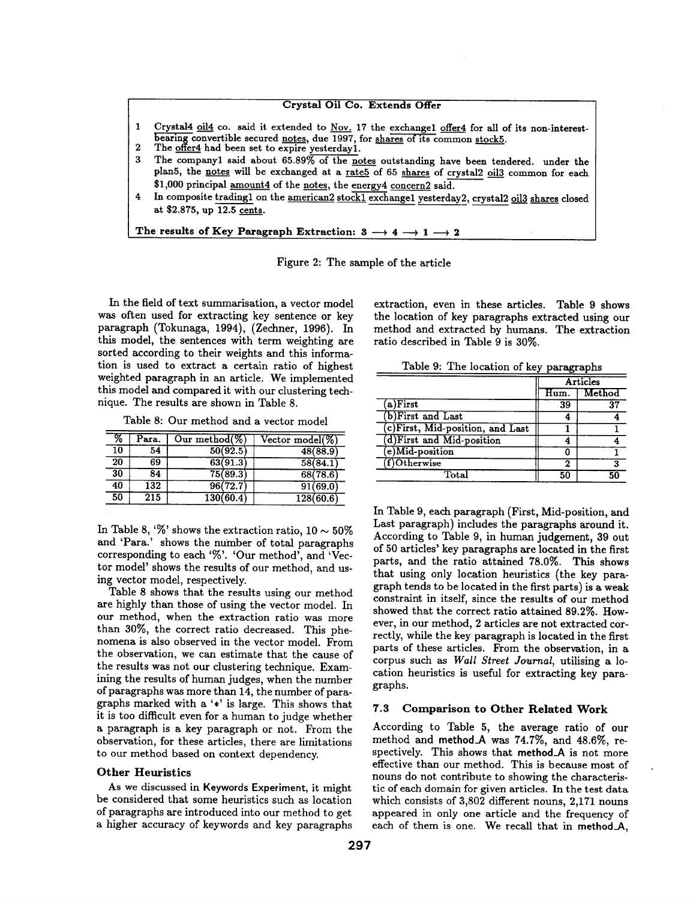**Crystal Oil Co. Extends Offer**

1 Crystal4 oil4 co. said it extended to Nov. 17 the exchange1 offer4 for all of its non-interest-bearing convertible secured notes, due 1997, for shares of its common stock5.
2 The offer4 had been set to expire yesterday1.
3 The company1 said about 65.89% of the notes outstanding have been tendered. under the plan5, the notes will be exchanged at a rate5 of 65 shares of crystal2 oil3 common for each $1,000 principal amount4 of the notes, the energy4 concern2 said.
4 In composite trading1 on the american2 stock1 exchange1 yesterday2, crystal2 oil3 shares closed at $2.875, up 12.5 cents.

**The results of Key Paragraph Extraction: 3 ⟶ 4 ⟶ 1 ⟶ 2**

Figure 2: The sample of the article

In the field of text summarisation, a vector model was often used for extracting key sentence or key paragraph (Tokunaga, 1994), (Zechner, 1996). In this model, the sentences with term weighting are sorted according to their weights and this information is used to extract a certain ratio of highest weighted paragraph in an article. We implemented this model and compared it with our clustering technique. The results are shown in Table 8.

Table 8: Our method and a vector model

| % | Para. | Our method(%) | Vector model(%) |
|---|---|---|---|
| 10 | 54 | 50(92.5) | 48(88.9) |
| 20 | 69 | 63(91.3) | 58(84.1) |
| 30 | 84 | 75(89.3) | 68(78.6) |
| 40 | 132 | 96(72.7) | 91(69.0) |
| 50 | 215 | 130(60.4) | 128(60.6) |

In Table 8, '%' shows the extraction ratio, $10 \sim 50\%$ and 'Para.' shows the number of total paragraphs corresponding to each '%'. 'Our method', and 'Vector model' shows the results of our method, and using vector model, respectively.

Table 8 shows that the results using our method are highly than those of using the vector model. In our method, when the extraction ratio was more than 30%, the correct ratio decreased. This phenomena is also observed in the vector model. From the observation, we can estimate that the cause of the results was not our clustering technique. Examining the results of human judges, when the number of paragraphs was more than 14, the number of paragraphs marked with a '*' is large. This shows that it is too difficult even for a human to judge whether a paragraph is a key paragraph or not. From the observation, for these articles, there are limitations to our method based on context dependency.

### Other Heuristics

As we discussed in Keywords Experiment, it might be considered that some heuristics such as location of paragraphs are introduced into our method to get a higher accuracy of keywords and key paragraphs extraction, even in these articles. Table 9 shows the location of key paragraphs extracted using our method and extracted by humans. The extraction ratio described in Table 9 is 30%.

Table 9: The location of key paragraphs

| | Articles | |
|---|---|---|
| | Hum. | Method |
| (a)First | 39 | 37 |
| (b)First and Last | 4 | 4 |
| (c)First, Mid-position, and Last | 1 | 1 |
| (d)First and Mid-position | 4 | 4 |
| (e)Mid-position | 0 | 1 |
| (f)Otherwise | 2 | 3 |
| Total | 50 | 50 |

In Table 9, each paragraph (First, Mid-position, and Last paragraph) includes the paragraphs around it. According to Table 9, in human judgement, 39 out of 50 articles' key paragraphs are located in the first parts, and the ratio attained 78.0%. This shows that using only location heuristics (the key paragraph tends to be located in the first parts) is a weak constraint in itself, since the results of our method showed that the correct ratio attained 89.2%. However, in our method, 2 articles are not extracted correctly, while the key paragraph is located in the first parts of these articles. From the observation, in a corpus such as *Wall Street Journal*, utilising a location heuristics is useful for extracting key paragraphs.

### 7.3 Comparison to Other Related Work

According to Table 5, the average ratio of our method and method_A was 74.7%, and 48.6%, respectively. This shows that method_A is not more effective than our method. This is because most of nouns do not contribute to showing the characteristic of each domain for given articles. In the test data which consists of 3,802 different nouns, 2,171 nouns appeared in only one article and the frequency of each of them is one. We recall that in method_A,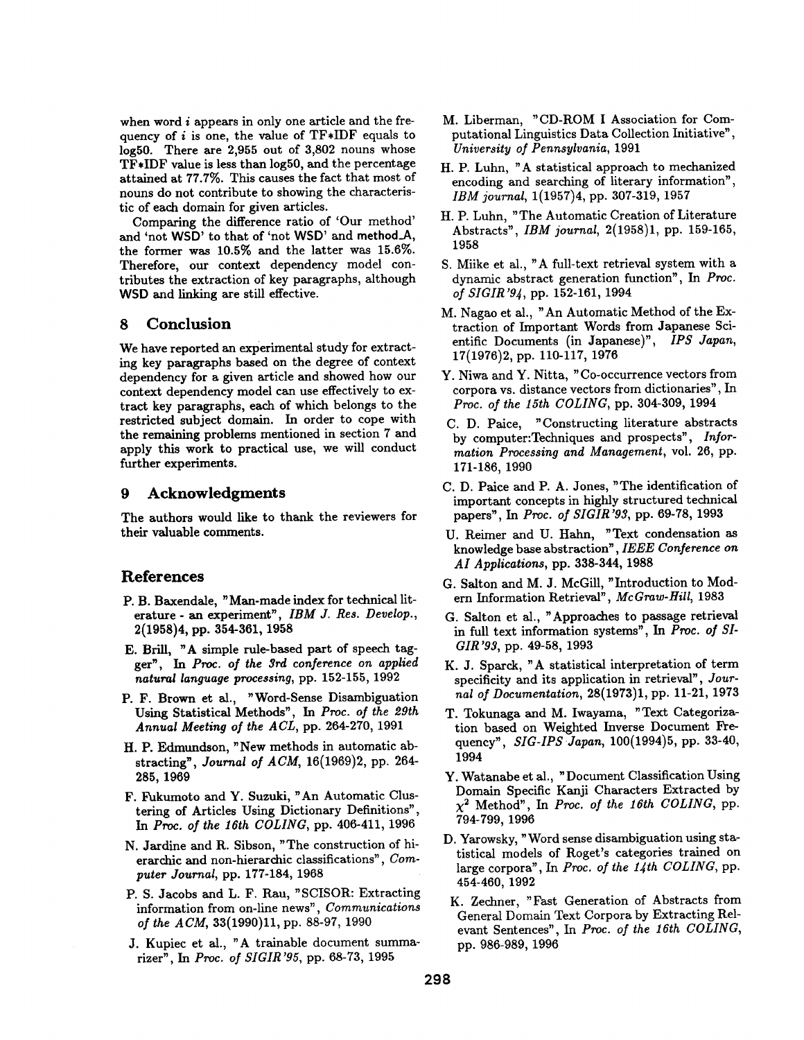when word $i$ appears in only one article and the frequency of $i$ is one, the value of TF*IDF equals to log50. There are 2,955 out of 3,802 nouns whose TF*IDF value is less than log50, and the percentage attained at 77.7%. This causes the fact that most of nouns do not contribute to showing the characteristic of each domain for given articles.

Comparing the difference ratio of 'Our method' and 'not WSD' to that of 'not WSD' and method_A, the former was 10.5% and the latter was 15.6%. Therefore, our context dependency model contributes the extraction of key paragraphs, although WSD and linking are still effective.

## 8 Conclusion

We have reported an experimental study for extracting key paragraphs based on the degree of context dependency for a given article and showed how our context dependency model can use effectively to extract key paragraphs, each of which belongs to the restricted subject domain. In order to cope with the remaining problems mentioned in section 7 and apply this work to practical use, we will conduct further experiments.

## 9 Acknowledgments

The authors would like to thank the reviewers for their valuable comments.

## References

P. B. Baxendale, "Man-made index for technical literature - an experiment", *IBM J. Res. Develop.*, 2(1958)4, pp. 354-361, 1958

E. Brill, "A simple rule-based part of speech tagger", In *Proc. of the 3rd conference on applied natural language processing*, pp. 152-155, 1992

P. F. Brown et al., "Word-Sense Disambiguation Using Statistical Methods", In *Proc. of the 29th Annual Meeting of the ACL*, pp. 264-270, 1991

H. P. Edmundson, "New methods in automatic abstracting", *Journal of ACM*, 16(1969)2, pp. 264-285, 1969

F. Fukumoto and Y. Suzuki, "An Automatic Clustering of Articles Using Dictionary Definitions", In *Proc. of the 16th COLING*, pp. 406-411, 1996

N. Jardine and R. Sibson, "The construction of hierarchic and non-hierarchic classifications", *Computer Journal*, pp. 177-184, 1968

P. S. Jacobs and L. F. Rau, "SCISOR: Extracting information from on-line news", *Communications of the ACM*, 33(1990)11, pp. 88-97, 1990

J. Kupiec et al., "A trainable document summarizer", In *Proc. of SIGIR'95*, pp. 68-73, 1995

M. Liberman, "CD-ROM I Association for Computational Linguistics Data Collection Initiative", *University of Pennsylvania*, 1991

H. P. Luhn, "A statistical approach to mechanized encoding and searching of literary information", *IBM journal*, 1(1957)4, pp. 307-319, 1957

H. P. Luhn, "The Automatic Creation of Literature Abstracts", *IBM journal*, 2(1958)1, pp. 159-165, 1958

S. Miike et al., "A full-text retrieval system with a dynamic abstract generation function", In *Proc. of SIGIR'94*, pp. 152-161, 1994

M. Nagao et al., "An Automatic Method of the Extraction of Important Words from Japanese Scientific Documents (in Japanese)", *IPS Japan*, 17(1976)2, pp. 110-117, 1976

Y. Niwa and Y. Nitta, "Co-occurrence vectors from corpora vs. distance vectors from dictionaries", In *Proc. of the 15th COLING*, pp. 304-309, 1994

C. D. Paice, "Constructing literature abstracts by computer:Techniques and prospects", *Information Processing and Management*, vol. 26, pp. 171-186, 1990

C. D. Paice and P. A. Jones, "The identification of important concepts in highly structured technical papers", In *Proc. of SIGIR'93*, pp. 69-78, 1993

U. Reimer and U. Hahn, "Text condensation as knowledge base abstraction", *IEEE Conference on AI Applications*, pp. 338-344, 1988

G. Salton and M. J. McGill, "Introduction to Modern Information Retrieval", *McGraw-Hill*, 1983

G. Salton et al., "Approaches to passage retrieval in full text information systems", In *Proc. of SIGIR'93*, pp. 49-58, 1993

K. J. Sparck, "A statistical interpretation of term specificity and its application in retrieval", *Journal of Documentation*, 28(1973)1, pp. 11-21, 1973

T. Tokunaga and M. Iwayama, "Text Categorization based on Weighted Inverse Document Frequency", *SIG-IPS Japan*, 100(1994)5, pp. 33-40, 1994

Y. Watanabe et al., "Document Classification Using Domain Specific Kanji Characters Extracted by $\chi^2$ Method", In *Proc. of the 16th COLING*, pp. 794-799, 1996

D. Yarowsky, "Word sense disambiguation using statistical models of Roget's categories trained on large corpora", In *Proc. of the 14th COLING*, pp. 454-460, 1992

K. Zechner, "Fast Generation of Abstracts from General Domain Text Corpora by Extracting Relevant Sentences", In *Proc. of the 16th COLING*, pp. 986-989, 1996